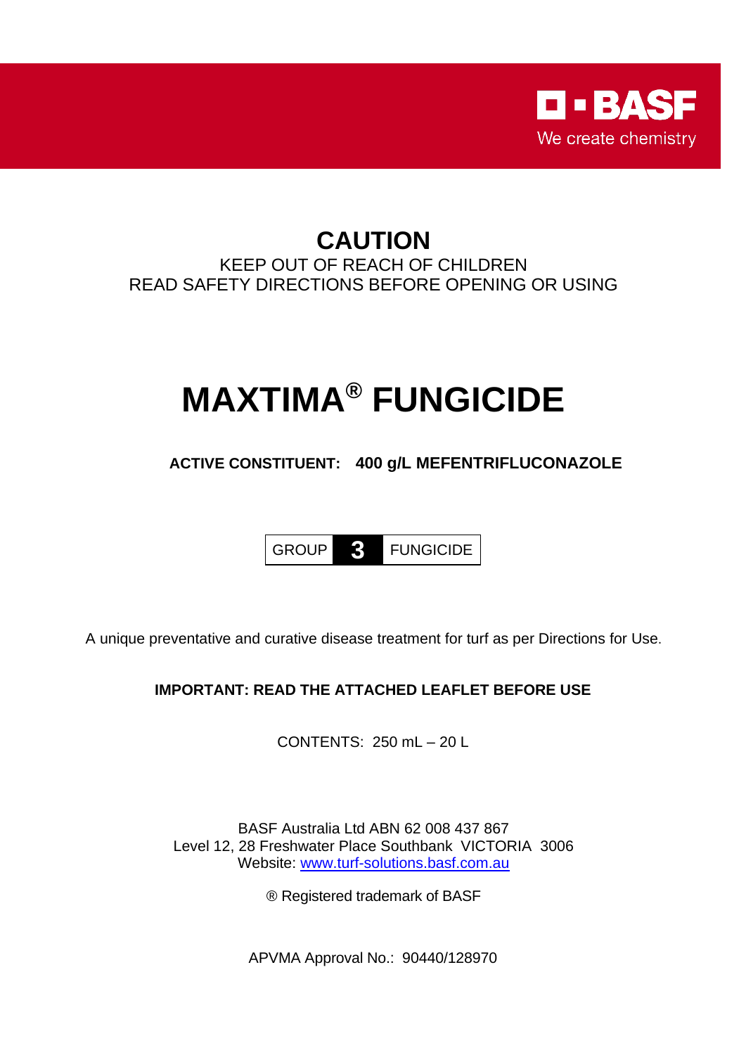BASF
We create chemistry

# CAUTION

KEEP OUT OF REACH OF CHILDREN

READ SAFETY DIRECTIONS BEFORE OPENING OR USING

# MAXTIMA® FUNGICIDE

**ACTIVE CONSTITUENT: 400 g/L MEFENTRIFLUCONAZOLE**

| GROUP | **3** | FUNGICIDE |
|---|---|---|

A unique preventative and curative disease treatment for turf as per Directions for Use.

**IMPORTANT: READ THE ATTACHED LEAFLET BEFORE USE**

CONTENTS: 250 mL – 20 L

BASF Australia Ltd ABN 62 008 437 867
Level 12, 28 Freshwater Place Southbank VICTORIA 3006
Website: www.turf-solutions.basf.com.au

® Registered trademark of BASF

APVMA Approval No.: 90440/128970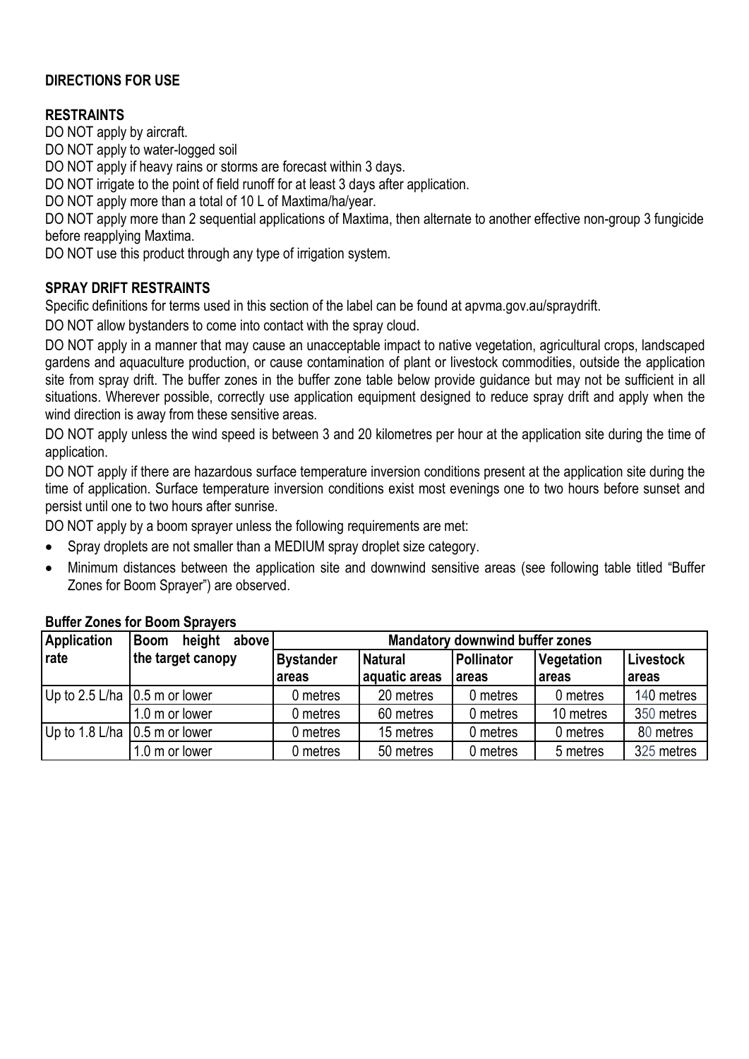**DIRECTIONS FOR USE**

**RESTRAINTS**

DO NOT apply by aircraft.

DO NOT apply to water-logged soil

DO NOT apply if heavy rains or storms are forecast within 3 days.

DO NOT irrigate to the point of field runoff for at least 3 days after application.

DO NOT apply more than a total of 10 L of Maxtima/ha/year.

DO NOT apply more than 2 sequential applications of Maxtima, then alternate to another effective non-group 3 fungicide before reapplying Maxtima.

DO NOT use this product through any type of irrigation system.

**SPRAY DRIFT RESTRAINTS**

Specific definitions for terms used in this section of the label can be found at apvma.gov.au/spraydrift.

DO NOT allow bystanders to come into contact with the spray cloud.

DO NOT apply in a manner that may cause an unacceptable impact to native vegetation, agricultural crops, landscaped gardens and aquaculture production, or cause contamination of plant or livestock commodities, outside the application site from spray drift. The buffer zones in the buffer zone table below provide guidance but may not be sufficient in all situations. Wherever possible, correctly use application equipment designed to reduce spray drift and apply when the wind direction is away from these sensitive areas.

DO NOT apply unless the wind speed is between 3 and 20 kilometres per hour at the application site during the time of application.

DO NOT apply if there are hazardous surface temperature inversion conditions present at the application site during the time of application. Surface temperature inversion conditions exist most evenings one to two hours before sunset and persist until one to two hours after sunrise.

DO NOT apply by a boom sprayer unless the following requirements are met:

- Spray droplets are not smaller than a MEDIUM spray droplet size category.
- Minimum distances between the application site and downwind sensitive areas (see following table titled "Buffer Zones for Boom Sprayer") are observed.

**Buffer Zones for Boom Sprayers**

| Application rate | Boom height above the target canopy | Mandatory downwind buffer zones | | | | |
|---|---|---|---|---|---|---|
| | | Bystander areas | Natural aquatic areas | Pollinator areas | Vegetation areas | Livestock areas |
| Up to 2.5 L/ha | 0.5 m or lower | 0 metres | 20 metres | 0 metres | 0 metres | 140 metres |
| | 1.0 m or lower | 0 metres | 60 metres | 0 metres | 10 metres | 350 metres |
| Up to 1.8 L/ha | 0.5 m or lower | 0 metres | 15 metres | 0 metres | 0 metres | 80 metres |
| | 1.0 m or lower | 0 metres | 50 metres | 0 metres | 5 metres | 325 metres |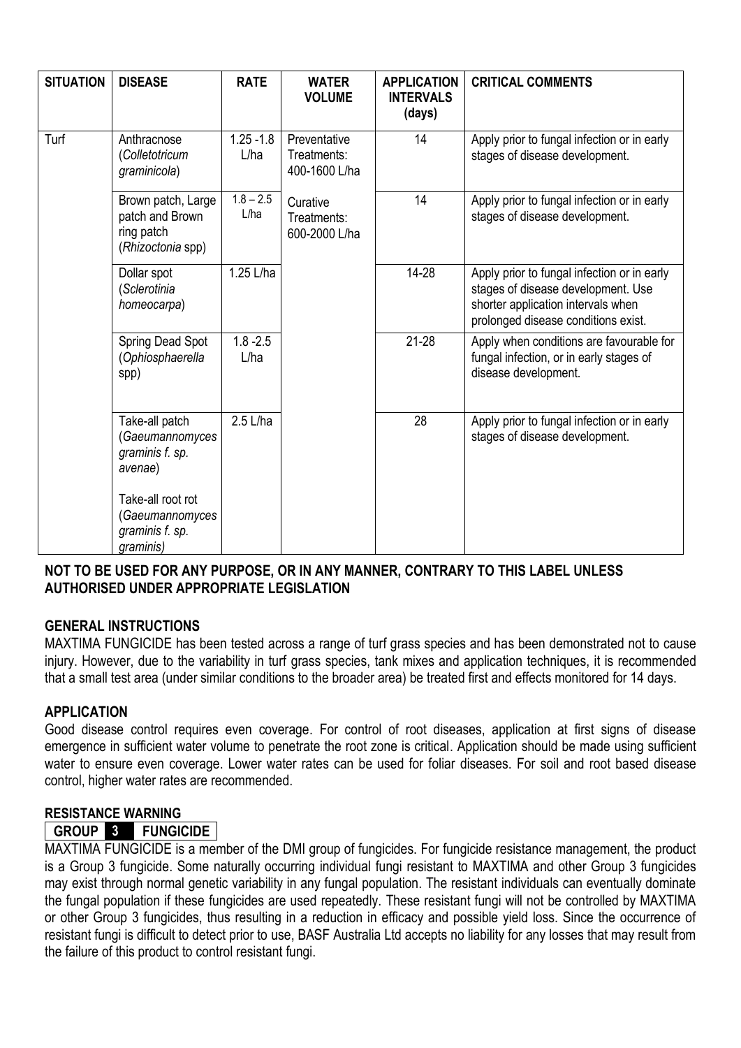| SITUATION | DISEASE | RATE | WATER VOLUME | APPLICATION INTERVALS (days) | CRITICAL COMMENTS |
|---|---|---|---|---|---|
| Turf | Anthracnose (*Colletotricum graminicola*) | 1.25 -1.8 L/ha | Preventative Treatments: 400-1600 L/ha | 14 | Apply prior to fungal infection or in early stages of disease development. |
| | Brown patch, Large patch and Brown ring patch (*Rhizoctonia* spp) | 1.8 – 2.5 L/ha | Curative Treatments: 600-2000 L/ha | 14 | Apply prior to fungal infection or in early stages of disease development. |
| | Dollar spot (*Sclerotinia homeocarpa*) | 1.25 L/ha | | 14-28 | Apply prior to fungal infection or in early stages of disease development. Use shorter application intervals when prolonged disease conditions exist. |
| | Spring Dead Spot (*Ophiosphaerella* spp) | 1.8 -2.5 L/ha | | 21-28 | Apply when conditions are favourable for fungal infection, or in early stages of disease development. |
| | Take-all patch (*Gaeumannomyces graminis f. sp. avenae*)<br><br>Take-all root rot (*Gaeumannomyces graminis f. sp. graminis*) | 2.5 L/ha | | 28 | Apply prior to fungal infection or in early stages of disease development. |

**NOT TO BE USED FOR ANY PURPOSE, OR IN ANY MANNER, CONTRARY TO THIS LABEL UNLESS AUTHORISED UNDER APPROPRIATE LEGISLATION**

## GENERAL INSTRUCTIONS

MAXTIMA FUNGICIDE has been tested across a range of turf grass species and has been demonstrated not to cause injury. However, due to the variability in turf grass species, tank mixes and application techniques, it is recommended that a small test area (under similar conditions to the broader area) be treated first and effects monitored for 14 days.

## APPLICATION

Good disease control requires even coverage. For control of root diseases, application at first signs of disease emergence in sufficient water volume to penetrate the root zone is critical. Application should be made using sufficient water to ensure even coverage. Lower water rates can be used for foliar diseases. For soil and root based disease control, higher water rates are recommended.

## RESISTANCE WARNING

**GROUP 3 FUNGICIDE**

MAXTIMA FUNGICIDE is a member of the DMI group of fungicides. For fungicide resistance management, the product is a Group 3 fungicide. Some naturally occurring individual fungi resistant to MAXTIMA and other Group 3 fungicides may exist through normal genetic variability in any fungal population. The resistant individuals can eventually dominate the fungal population if these fungicides are used repeatedly. These resistant fungi will not be controlled by MAXTIMA or other Group 3 fungicides, thus resulting in a reduction in efficacy and possible yield loss. Since the occurrence of resistant fungi is difficult to detect prior to use, BASF Australia Ltd accepts no liability for any losses that may result from the failure of this product to control resistant fungi.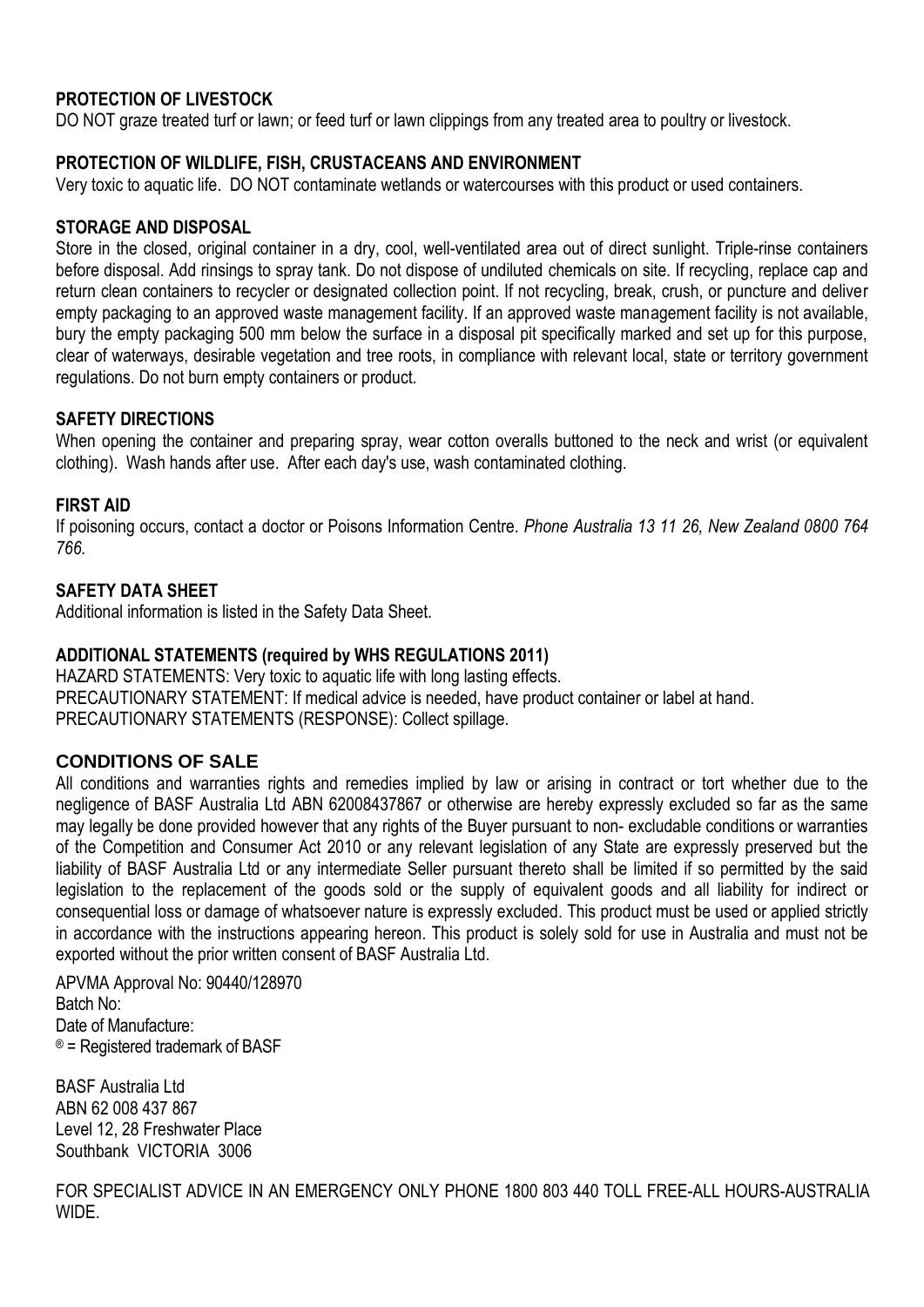## PROTECTION OF LIVESTOCK

DO NOT graze treated turf or lawn; or feed turf or lawn clippings from any treated area to poultry or livestock.

## PROTECTION OF WILDLIFE, FISH, CRUSTACEANS AND ENVIRONMENT

Very toxic to aquatic life. DO NOT contaminate wetlands or watercourses with this product or used containers.

## STORAGE AND DISPOSAL

Store in the closed, original container in a dry, cool, well-ventilated area out of direct sunlight. Triple-rinse containers before disposal. Add rinsings to spray tank. Do not dispose of undiluted chemicals on site. If recycling, replace cap and return clean containers to recycler or designated collection point. If not recycling, break, crush, or puncture and deliver empty packaging to an approved waste management facility. If an approved waste management facility is not available, bury the empty packaging 500 mm below the surface in a disposal pit specifically marked and set up for this purpose, clear of waterways, desirable vegetation and tree roots, in compliance with relevant local, state or territory government regulations. Do not burn empty containers or product.

## SAFETY DIRECTIONS

When opening the container and preparing spray, wear cotton overalls buttoned to the neck and wrist (or equivalent clothing). Wash hands after use. After each day's use, wash contaminated clothing.

## FIRST AID

If poisoning occurs, contact a doctor or Poisons Information Centre. *Phone Australia 13 11 26, New Zealand 0800 764 766.*

## SAFETY DATA SHEET

Additional information is listed in the Safety Data Sheet.

## ADDITIONAL STATEMENTS (required by WHS REGULATIONS 2011)

HAZARD STATEMENTS: Very toxic to aquatic life with long lasting effects.
PRECAUTIONARY STATEMENT: If medical advice is needed, have product container or label at hand.
PRECAUTIONARY STATEMENTS (RESPONSE): Collect spillage.

## CONDITIONS OF SALE

All conditions and warranties rights and remedies implied by law or arising in contract or tort whether due to the negligence of BASF Australia Ltd ABN 62008437867 or otherwise are hereby expressly excluded so far as the same may legally be done provided however that any rights of the Buyer pursuant to non- excludable conditions or warranties of the Competition and Consumer Act 2010 or any relevant legislation of any State are expressly preserved but the liability of BASF Australia Ltd or any intermediate Seller pursuant thereto shall be limited if so permitted by the said legislation to the replacement of the goods sold or the supply of equivalent goods and all liability for indirect or consequential loss or damage of whatsoever nature is expressly excluded. This product must be used or applied strictly in accordance with the instructions appearing hereon. This product is solely sold for use in Australia and must not be exported without the prior written consent of BASF Australia Ltd.

APVMA Approval No: 90440/128970
Batch No:
Date of Manufacture:
® = Registered trademark of BASF

BASF Australia Ltd
ABN 62 008 437 867
Level 12, 28 Freshwater Place
Southbank VICTORIA 3006

FOR SPECIALIST ADVICE IN AN EMERGENCY ONLY PHONE 1800 803 440 TOLL FREE-ALL HOURS-AUSTRALIA WIDE.